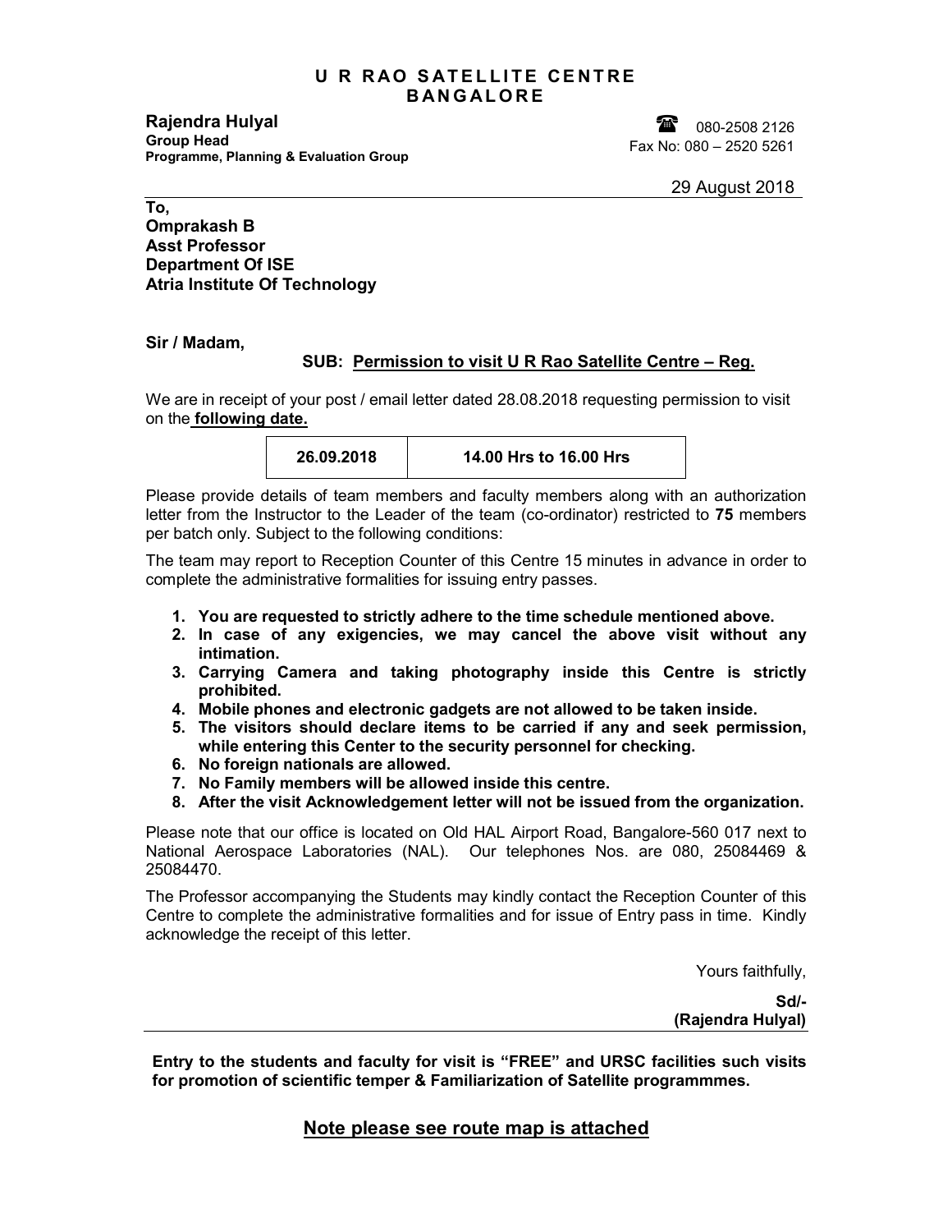# U R RAO SATELLITE CENTRE
# BANGALORE

**Rajendra Hulyal**
**Group Head**
**Programme, Planning & Evaluation Group**

☎ 080-2508 2126
Fax No: 080 – 2520 5261

29 August 2018

**To,**
**Omprakash B**
**Asst Professor**
**Department Of ISE**
**Atria Institute Of Technology**

**Sir / Madam,**

**SUB: Permission to visit U R Rao Satellite Centre – Reg.**

We are in receipt of your post / email letter dated 28.08.2018 requesting permission to visit on the **following date.**

| 26.09.2018 | 14.00 Hrs to 16.00 Hrs |
|---|---|

Please provide details of team members and faculty members along with an authorization letter from the Instructor to the Leader of the team (co-ordinator) restricted to **75** members per batch only. Subject to the following conditions:

The team may report to Reception Counter of this Centre 15 minutes in advance in order to complete the administrative formalities for issuing entry passes.

1. **You are requested to strictly adhere to the time schedule mentioned above.**
2. **In case of any exigencies, we may cancel the above visit without any intimation.**
3. **Carrying Camera and taking photography inside this Centre is strictly prohibited.**
4. **Mobile phones and electronic gadgets are not allowed to be taken inside.**
5. **The visitors should declare items to be carried if any and seek permission, while entering this Center to the security personnel for checking.**
6. **No foreign nationals are allowed.**
7. **No Family members will be allowed inside this centre.**
8. **After the visit Acknowledgement letter will not be issued from the organization.**

Please note that our office is located on Old HAL Airport Road, Bangalore-560 017 next to National Aerospace Laboratories (NAL). Our telephones Nos. are 080, 25084469 & 25084470.

The Professor accompanying the Students may kindly contact the Reception Counter of this Centre to complete the administrative formalities and for issue of Entry pass in time. Kindly acknowledge the receipt of this letter.

Yours faithfully,

**Sd/-**
**(Rajendra Hulyal)**

**Entry to the students and faculty for visit is "FREE" and URSC facilities such visits for promotion of scientific temper & Familiarization of Satellite programmmes.**

**Note please see route map is attached**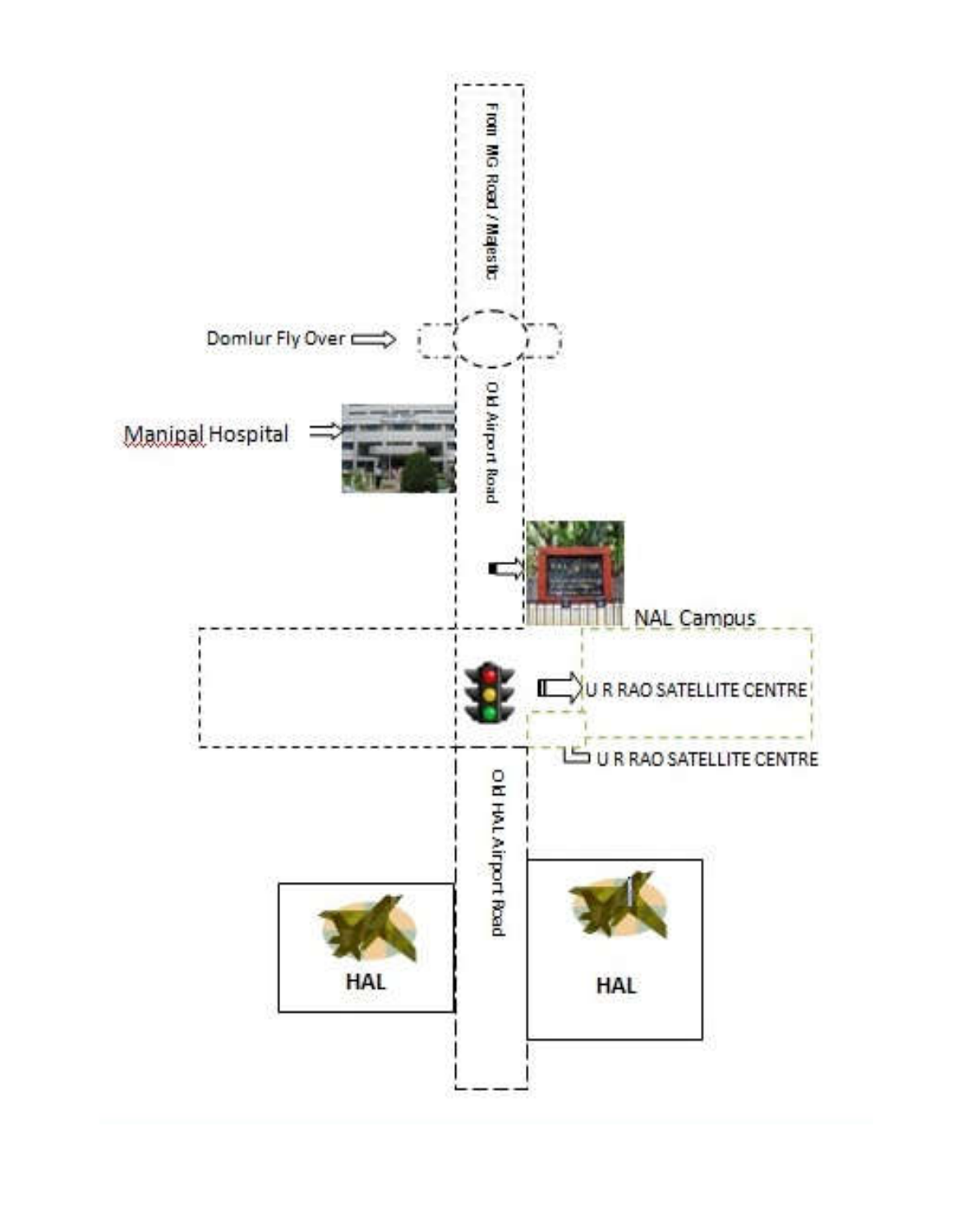From MG Road / Majestic

Domlur Fly Over

Manipal Hospital

Old Airport Road

NAL Campus

U R RAO SATELLITE CENTRE

U R RAO SATELLITE CENTRE

Old HAL Airport Road

HAL

HAL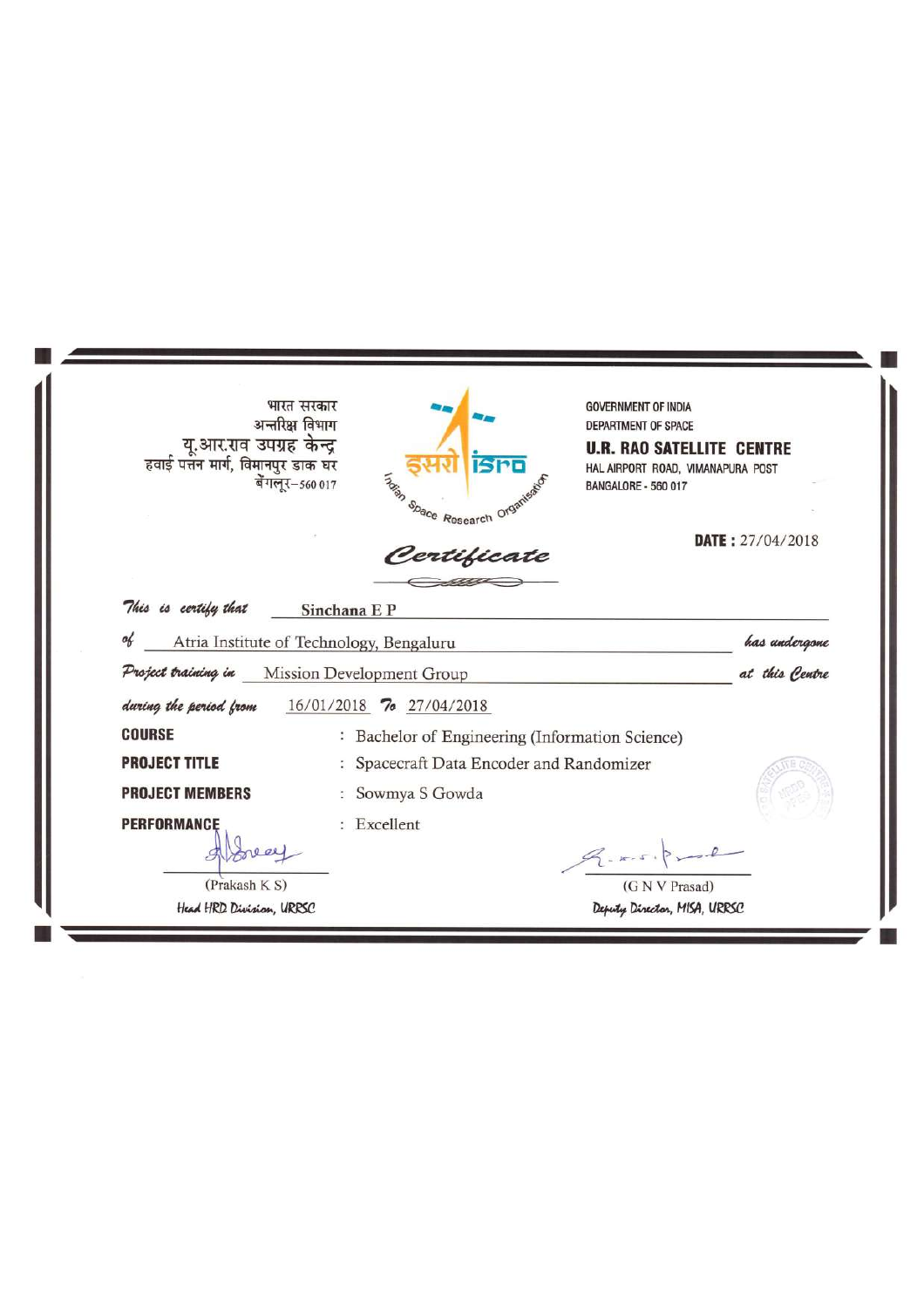भारत सरकार
अन्तरिक्ष विभाग
यू.आर.राव उपग्रह केन्द्र
हवाई पत्तन मार्ग, विमानपुर डाक घर
बेंगलूरु–560 017

इसरो isro
Indian Space Research Organisation

GOVERNMENT OF INDIA
DEPARTMENT OF SPACE
**U.R. RAO SATELLITE CENTRE**
HAL AIRPORT ROAD, VIMANAPURA POST
BANGALORE - 560 017

**DATE :** 27/04/2018

# *Certificate*

*This is certify that* **Sinchana E P**

*of* Atria Institute of Technology, Bengaluru *has undergone*

*Project training in* Mission Development Group *at this Centre*

*during the period from* 16/01/2018 *To* 27/04/2018

**COURSE** : Bachelor of Engineering (Information Science)

**PROJECT TITLE** : Spacecraft Data Encoder and Randomizer

**PROJECT MEMBERS** : Sowmya S Gowda

**PERFORMANCE** : Excellent

(Prakash K S)
*Head HRD Division, URSC*

(G N V Prasad)
*Deputy Director, MISA, URSC*